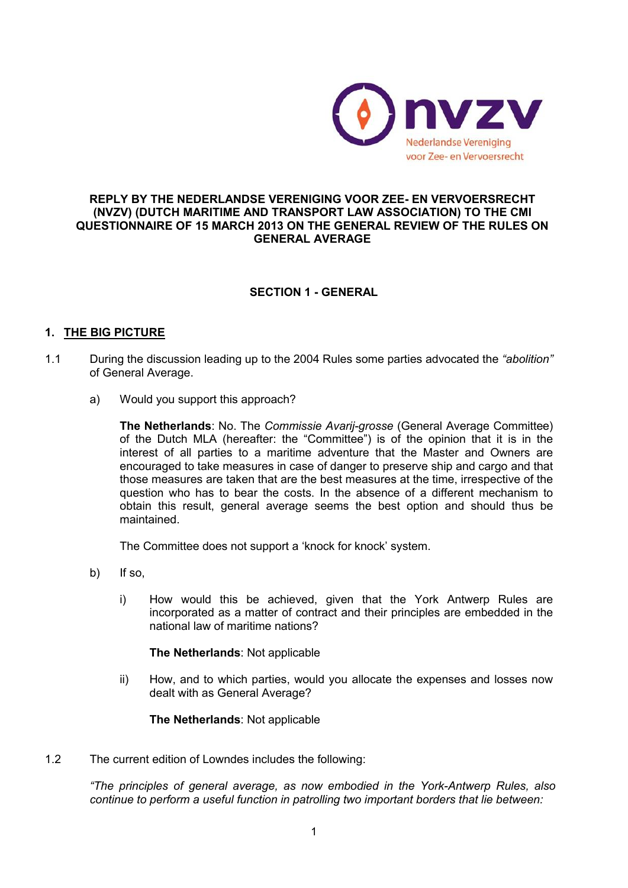nvzv
Nederlandse Vereniging voor Zee- en Vervoersrecht

**REPLY BY THE NEDERLANDSE VERENIGING VOOR ZEE- EN VERVOERSRECHT (NVZV) (DUTCH MARITIME AND TRANSPORT LAW ASSOCIATION) TO THE CMI QUESTIONNAIRE OF 15 MARCH 2013 ON THE GENERAL REVIEW OF THE RULES ON GENERAL AVERAGE**

## SECTION 1 - GENERAL

### 1. THE BIG PICTURE

1.1 During the discussion leading up to the 2004 Rules some parties advocated the *"abolition"* of General Average.

a) Would you support this approach?

**The Netherlands**: No. The *Commissie Avarij-grosse* (General Average Committee) of the Dutch MLA (hereafter: the "Committee") is of the opinion that it is in the interest of all parties to a maritime adventure that the Master and Owners are encouraged to take measures in case of danger to preserve ship and cargo and that those measures are taken that are the best measures at the time, irrespective of the question who has to bear the costs. In the absence of a different mechanism to obtain this result, general average seems the best option and should thus be maintained.

The Committee does not support a 'knock for knock' system.

b) If so,

i) How would this be achieved, given that the York Antwerp Rules are incorporated as a matter of contract and their principles are embedded in the national law of maritime nations?

**The Netherlands**: Not applicable

ii) How, and to which parties, would you allocate the expenses and losses now dealt with as General Average?

**The Netherlands**: Not applicable

1.2 The current edition of Lowndes includes the following:

*"The principles of general average, as now embodied in the York-Antwerp Rules, also continue to perform a useful function in patrolling two important borders that lie between:*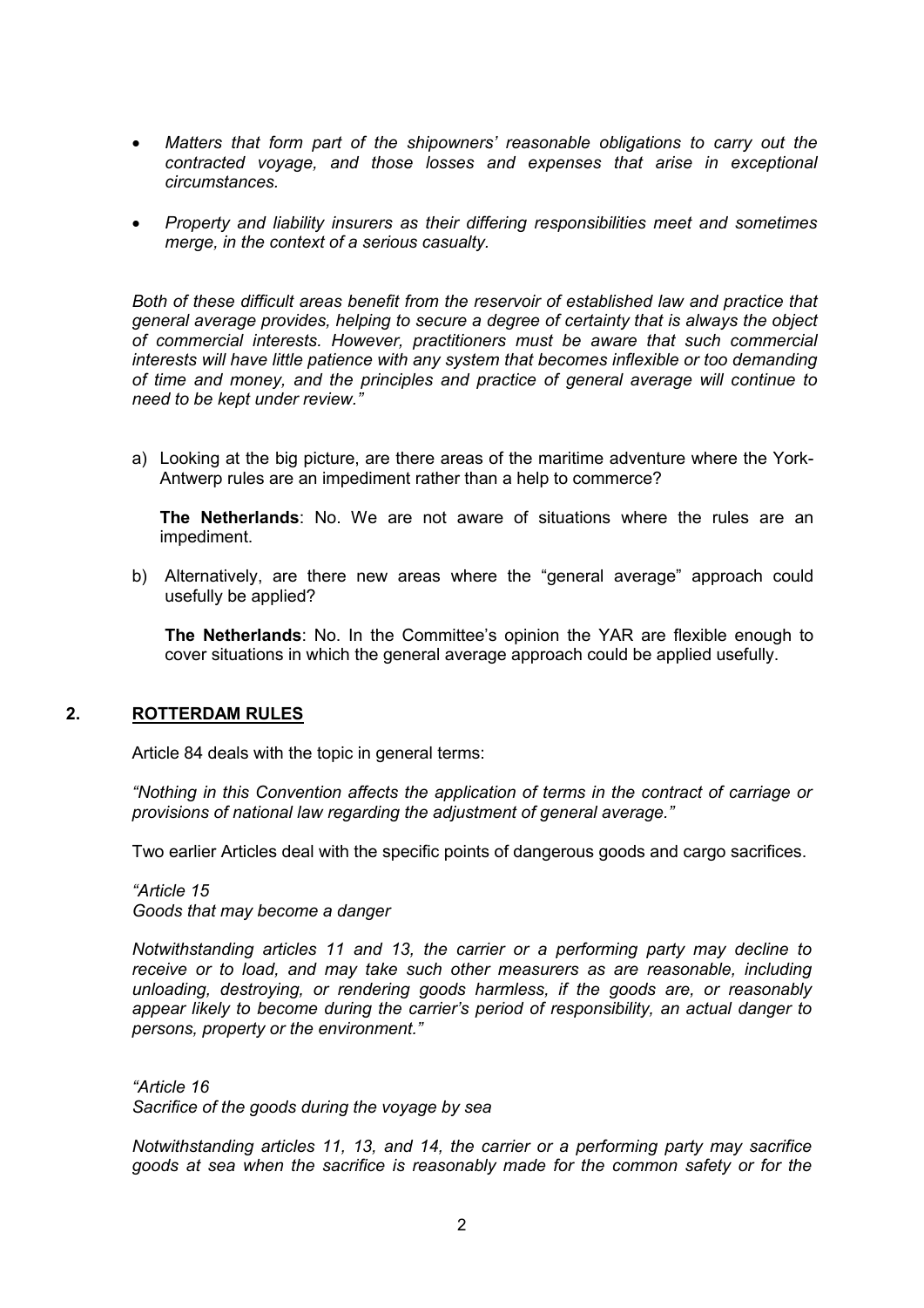- *Matters that form part of the shipowners' reasonable obligations to carry out the contracted voyage, and those losses and expenses that arise in exceptional circumstances.*

- *Property and liability insurers as their differing responsibilities meet and sometimes merge, in the context of a serious casualty.*

*Both of these difficult areas benefit from the reservoir of established law and practice that general average provides, helping to secure a degree of certainty that is always the object of commercial interests. However, practitioners must be aware that such commercial interests will have little patience with any system that becomes inflexible or too demanding of time and money, and the principles and practice of general average will continue to need to be kept under review."*

a) Looking at the big picture, are there areas of the maritime adventure where the York-Antwerp rules are an impediment rather than a help to commerce?

   **The Netherlands**: No. We are not aware of situations where the rules are an impediment.

b) Alternatively, are there new areas where the "general average" approach could usefully be applied?

   **The Netherlands**: No. In the Committee's opinion the YAR are flexible enough to cover situations in which the general average approach could be applied usefully.

## 2. ROTTERDAM RULES

Article 84 deals with the topic in general terms:

*"Nothing in this Convention affects the application of terms in the contract of carriage or provisions of national law regarding the adjustment of general average."*

Two earlier Articles deal with the specific points of dangerous goods and cargo sacrifices.

*"Article 15*
*Goods that may become a danger*

*Notwithstanding articles 11 and 13, the carrier or a performing party may decline to receive or to load, and may take such other measurers as are reasonable, including unloading, destroying, or rendering goods harmless, if the goods are, or reasonably appear likely to become during the carrier's period of responsibility, an actual danger to persons, property or the environment."*

*"Article 16*
*Sacrifice of the goods during the voyage by sea*

*Notwithstanding articles 11, 13, and 14, the carrier or a performing party may sacrifice goods at sea when the sacrifice is reasonably made for the common safety or for the*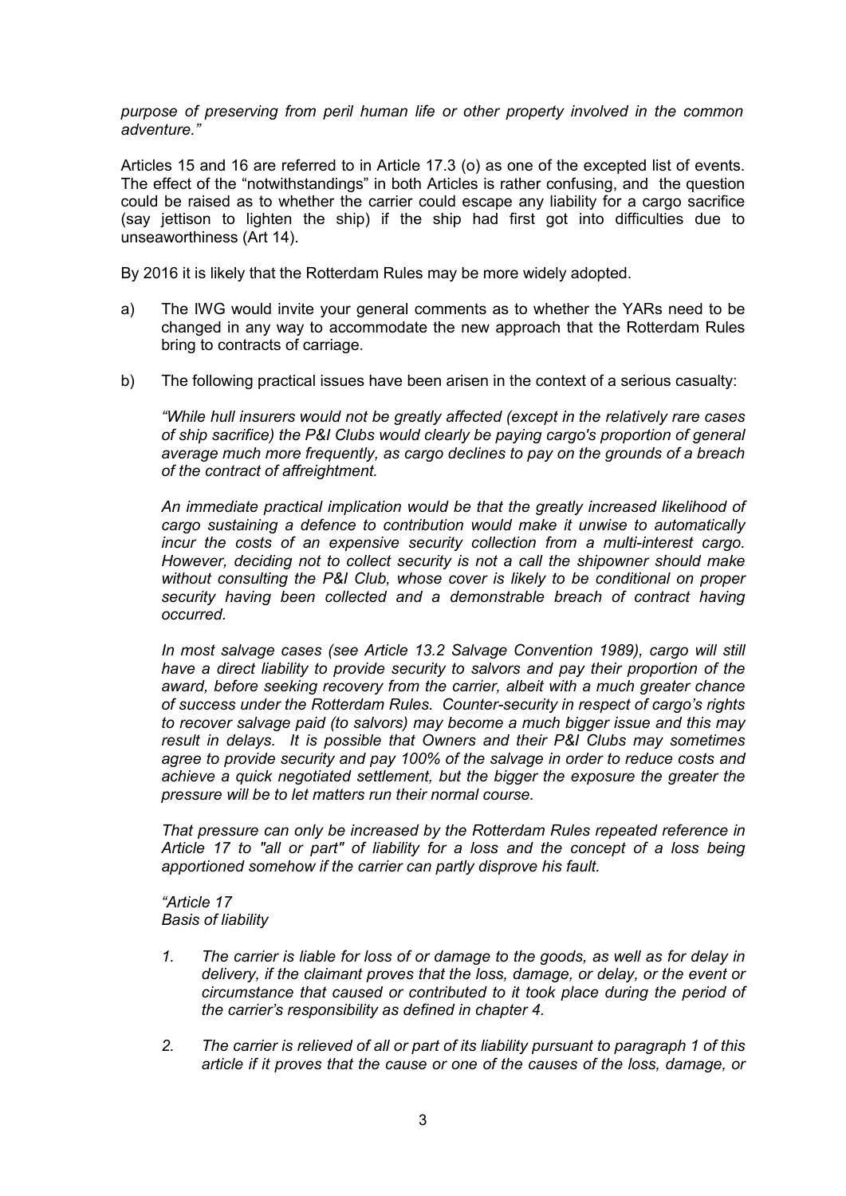*purpose of preserving from peril human life or other property involved in the common adventure."*

Articles 15 and 16 are referred to in Article 17.3 (o) as one of the excepted list of events. The effect of the "notwithstandings" in both Articles is rather confusing, and the question could be raised as to whether the carrier could escape any liability for a cargo sacrifice (say jettison to lighten the ship) if the ship had first got into difficulties due to unseaworthiness (Art 14).

By 2016 it is likely that the Rotterdam Rules may be more widely adopted.

a) The IWG would invite your general comments as to whether the YARs need to be changed in any way to accommodate the new approach that the Rotterdam Rules bring to contracts of carriage.

b) The following practical issues have been arisen in the context of a serious casualty:

*"While hull insurers would not be greatly affected (except in the relatively rare cases of ship sacrifice) the P&I Clubs would clearly be paying cargo's proportion of general average much more frequently, as cargo declines to pay on the grounds of a breach of the contract of affreightment.*

*An immediate practical implication would be that the greatly increased likelihood of cargo sustaining a defence to contribution would make it unwise to automatically incur the costs of an expensive security collection from a multi-interest cargo. However, deciding not to collect security is not a call the shipowner should make without consulting the P&I Club, whose cover is likely to be conditional on proper security having been collected and a demonstrable breach of contract having occurred.*

*In most salvage cases (see Article 13.2 Salvage Convention 1989), cargo will still have a direct liability to provide security to salvors and pay their proportion of the award, before seeking recovery from the carrier, albeit with a much greater chance of success under the Rotterdam Rules. Counter-security in respect of cargo's rights to recover salvage paid (to salvors) may become a much bigger issue and this may result in delays. It is possible that Owners and their P&I Clubs may sometimes agree to provide security and pay 100% of the salvage in order to reduce costs and achieve a quick negotiated settlement, but the bigger the exposure the greater the pressure will be to let matters run their normal course.*

*That pressure can only be increased by the Rotterdam Rules repeated reference in Article 17 to "all or part" of liability for a loss and the concept of a loss being apportioned somehow if the carrier can partly disprove his fault.*

*"Article 17*
*Basis of liability*

1. *The carrier is liable for loss of or damage to the goods, as well as for delay in delivery, if the claimant proves that the loss, damage, or delay, or the event or circumstance that caused or contributed to it took place during the period of the carrier's responsibility as defined in chapter 4.*

2. *The carrier is relieved of all or part of its liability pursuant to paragraph 1 of this article if it proves that the cause or one of the causes of the loss, damage, or*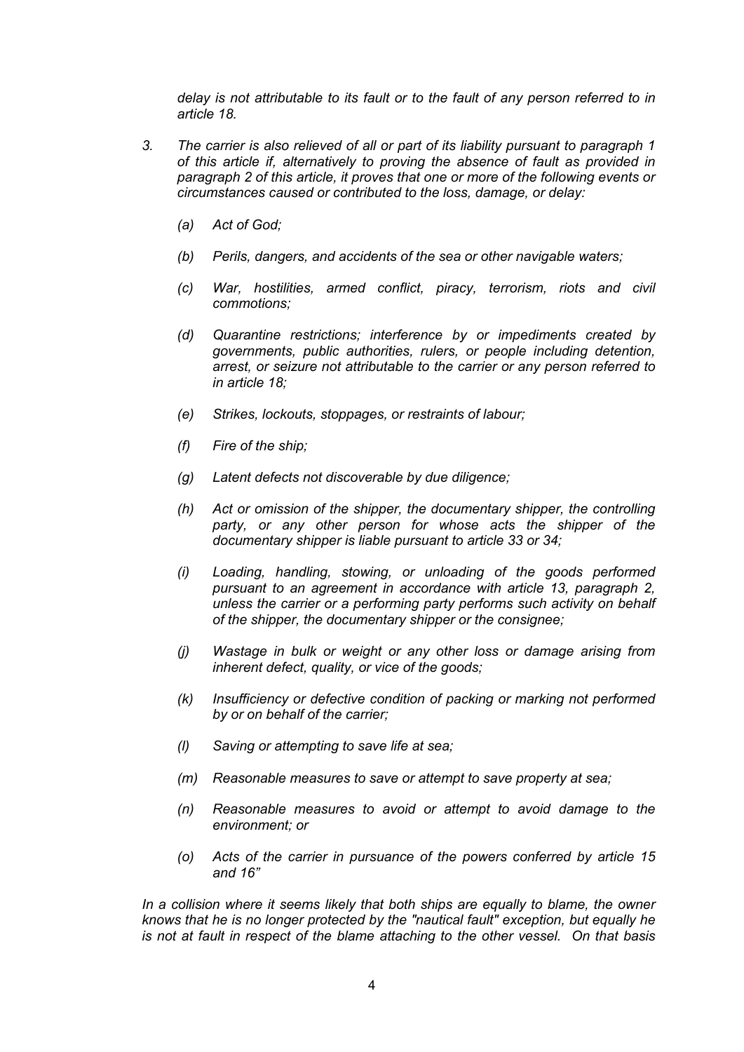*delay is not attributable to its fault or to the fault of any person referred to in article 18.*

3. *The carrier is also relieved of all or part of its liability pursuant to paragraph 1 of this article if, alternatively to proving the absence of fault as provided in paragraph 2 of this article, it proves that one or more of the following events or circumstances caused or contributed to the loss, damage, or delay:*

   *(a) Act of God;*

   *(b) Perils, dangers, and accidents of the sea or other navigable waters;*

   *(c) War, hostilities, armed conflict, piracy, terrorism, riots and civil commotions;*

   *(d) Quarantine restrictions; interference by or impediments created by governments, public authorities, rulers, or people including detention, arrest, or seizure not attributable to the carrier or any person referred to in article 18;*

   *(e) Strikes, lockouts, stoppages, or restraints of labour;*

   *(f) Fire of the ship;*

   *(g) Latent defects not discoverable by due diligence;*

   *(h) Act or omission of the shipper, the documentary shipper, the controlling party, or any other person for whose acts the shipper of the documentary shipper is liable pursuant to article 33 or 34;*

   *(i) Loading, handling, stowing, or unloading of the goods performed pursuant to an agreement in accordance with article 13, paragraph 2, unless the carrier or a performing party performs such activity on behalf of the shipper, the documentary shipper or the consignee;*

   *(j) Wastage in bulk or weight or any other loss or damage arising from inherent defect, quality, or vice of the goods;*

   *(k) Insufficiency or defective condition of packing or marking not performed by or on behalf of the carrier;*

   *(l) Saving or attempting to save life at sea;*

   *(m) Reasonable measures to save or attempt to save property at sea;*

   *(n) Reasonable measures to avoid or attempt to avoid damage to the environment; or*

   *(o) Acts of the carrier in pursuance of the powers conferred by article 15 and 16"*

*In a collision where it seems likely that both ships are equally to blame, the owner knows that he is no longer protected by the "nautical fault" exception, but equally he is not at fault in respect of the blame attaching to the other vessel. On that basis*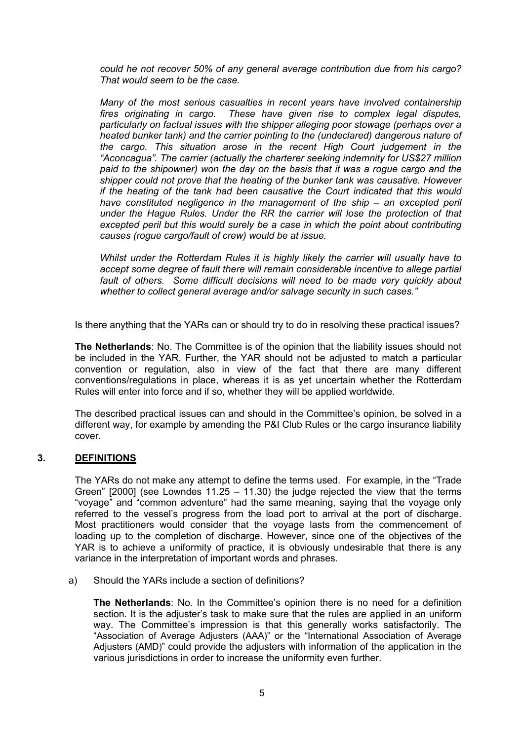*could he not recover 50% of any general average contribution due from his cargo? That would seem to be the case.*

*Many of the most serious casualties in recent years have involved containership fires originating in cargo. These have given rise to complex legal disputes, particularly on factual issues with the shipper alleging poor stowage (perhaps over a heated bunker tank) and the carrier pointing to the (undeclared) dangerous nature of the cargo. This situation arose in the recent High Court judgement in the "Aconcagua". The carrier (actually the charterer seeking indemnity for US$27 million paid to the shipowner) won the day on the basis that it was a rogue cargo and the shipper could not prove that the heating of the bunker tank was causative. However if the heating of the tank had been causative the Court indicated that this would have constituted negligence in the management of the ship – an excepted peril under the Hague Rules. Under the RR the carrier will lose the protection of that excepted peril but this would surely be a case in which the point about contributing causes (rogue cargo/fault of crew) would be at issue.*

*Whilst under the Rotterdam Rules it is highly likely the carrier will usually have to accept some degree of fault there will remain considerable incentive to allege partial fault of others. Some difficult decisions will need to be made very quickly about whether to collect general average and/or salvage security in such cases."*

Is there anything that the YARs can or should try to do in resolving these practical issues?

**The Netherlands**: No. The Committee is of the opinion that the liability issues should not be included in the YAR. Further, the YAR should not be adjusted to match a particular convention or regulation, also in view of the fact that there are many different conventions/regulations in place, whereas it is as yet uncertain whether the Rotterdam Rules will enter into force and if so, whether they will be applied worldwide.

The described practical issues can and should in the Committee's opinion, be solved in a different way, for example by amending the P&I Club Rules or the cargo insurance liability cover.

## 3. DEFINITIONS

The YARs do not make any attempt to define the terms used. For example, in the "Trade Green" [2000] (see Lowndes 11.25 – 11.30) the judge rejected the view that the terms "voyage" and "common adventure" had the same meaning, saying that the voyage only referred to the vessel's progress from the load port to arrival at the port of discharge. Most practitioners would consider that the voyage lasts from the commencement of loading up to the completion of discharge. However, since one of the objectives of the YAR is to achieve a uniformity of practice, it is obviously undesirable that there is any variance in the interpretation of important words and phrases.

a) Should the YARs include a section of definitions?

**The Netherlands**: No. In the Committee's opinion there is no need for a definition section. It is the adjuster's task to make sure that the rules are applied in an uniform way. The Committee's impression is that this generally works satisfactorily. The "Association of Average Adjusters (AAA)" or the "International Association of Average Adjusters (AMD)" could provide the adjusters with information of the application in the various jurisdictions in order to increase the uniformity even further.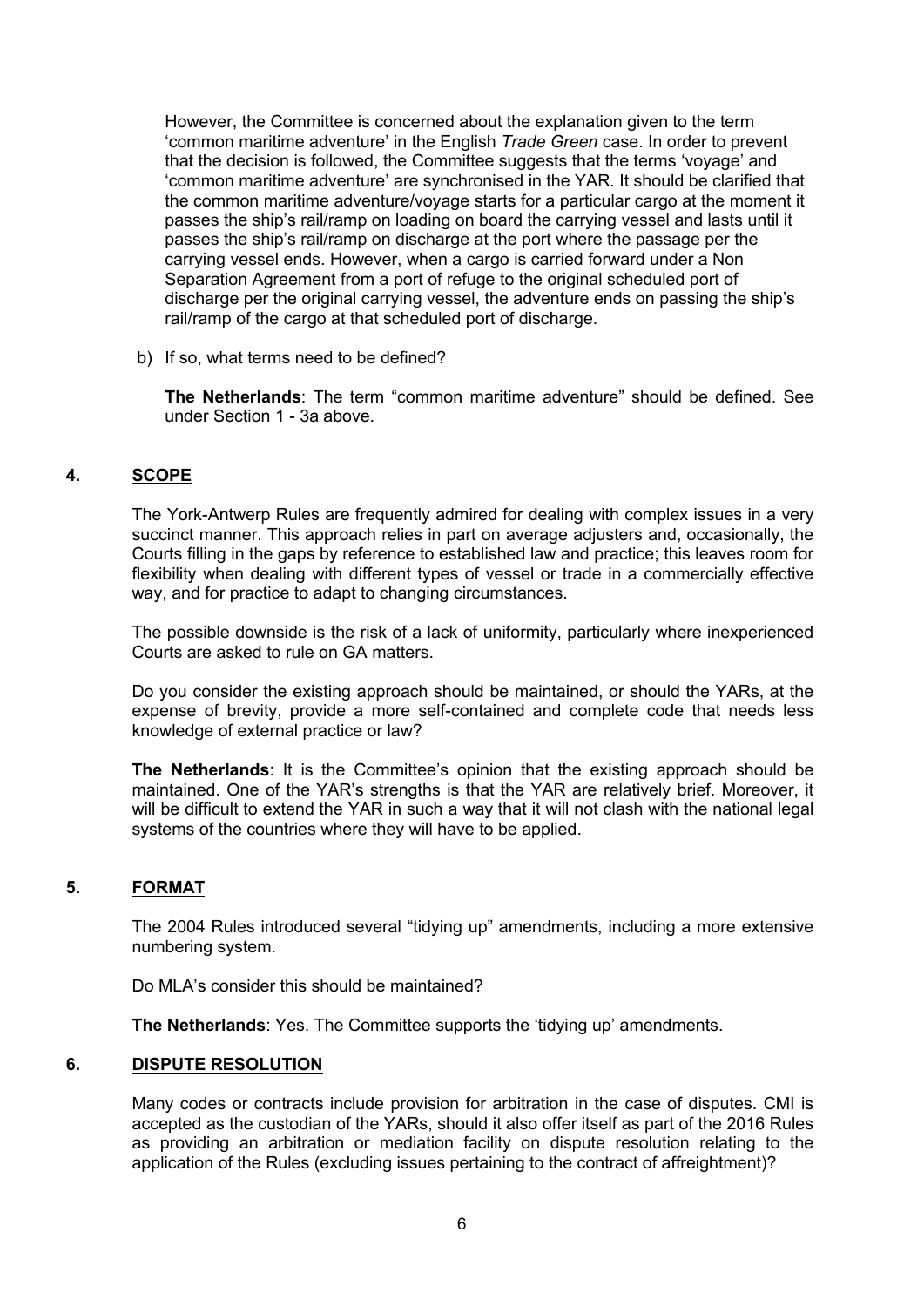However, the Committee is concerned about the explanation given to the term 'common maritime adventure' in the English *Trade Green* case. In order to prevent that the decision is followed, the Committee suggests that the terms 'voyage' and 'common maritime adventure' are synchronised in the YAR. It should be clarified that the common maritime adventure/voyage starts for a particular cargo at the moment it passes the ship's rail/ramp on loading on board the carrying vessel and lasts until it passes the ship's rail/ramp on discharge at the port where the passage per the carrying vessel ends. However, when a cargo is carried forward under a Non Separation Agreement from a port of refuge to the original scheduled port of discharge per the original carrying vessel, the adventure ends on passing the ship's rail/ramp of the cargo at that scheduled port of discharge.

b) If so, what terms need to be defined?

**The Netherlands**: The term "common maritime adventure" should be defined. See under Section 1 - 3a above.

## 4. SCOPE

The York-Antwerp Rules are frequently admired for dealing with complex issues in a very succinct manner. This approach relies in part on average adjusters and, occasionally, the Courts filling in the gaps by reference to established law and practice; this leaves room for flexibility when dealing with different types of vessel or trade in a commercially effective way, and for practice to adapt to changing circumstances.

The possible downside is the risk of a lack of uniformity, particularly where inexperienced Courts are asked to rule on GA matters.

Do you consider the existing approach should be maintained, or should the YARs, at the expense of brevity, provide a more self-contained and complete code that needs less knowledge of external practice or law?

**The Netherlands**: It is the Committee's opinion that the existing approach should be maintained. One of the YAR's strengths is that the YAR are relatively brief. Moreover, it will be difficult to extend the YAR in such a way that it will not clash with the national legal systems of the countries where they will have to be applied.

## 5. FORMAT

The 2004 Rules introduced several "tidying up" amendments, including a more extensive numbering system.

Do MLA's consider this should be maintained?

**The Netherlands**: Yes. The Committee supports the 'tidying up' amendments.

## 6. DISPUTE RESOLUTION

Many codes or contracts include provision for arbitration in the case of disputes. CMI is accepted as the custodian of the YARs, should it also offer itself as part of the 2016 Rules as providing an arbitration or mediation facility on dispute resolution relating to the application of the Rules (excluding issues pertaining to the contract of affreightment)?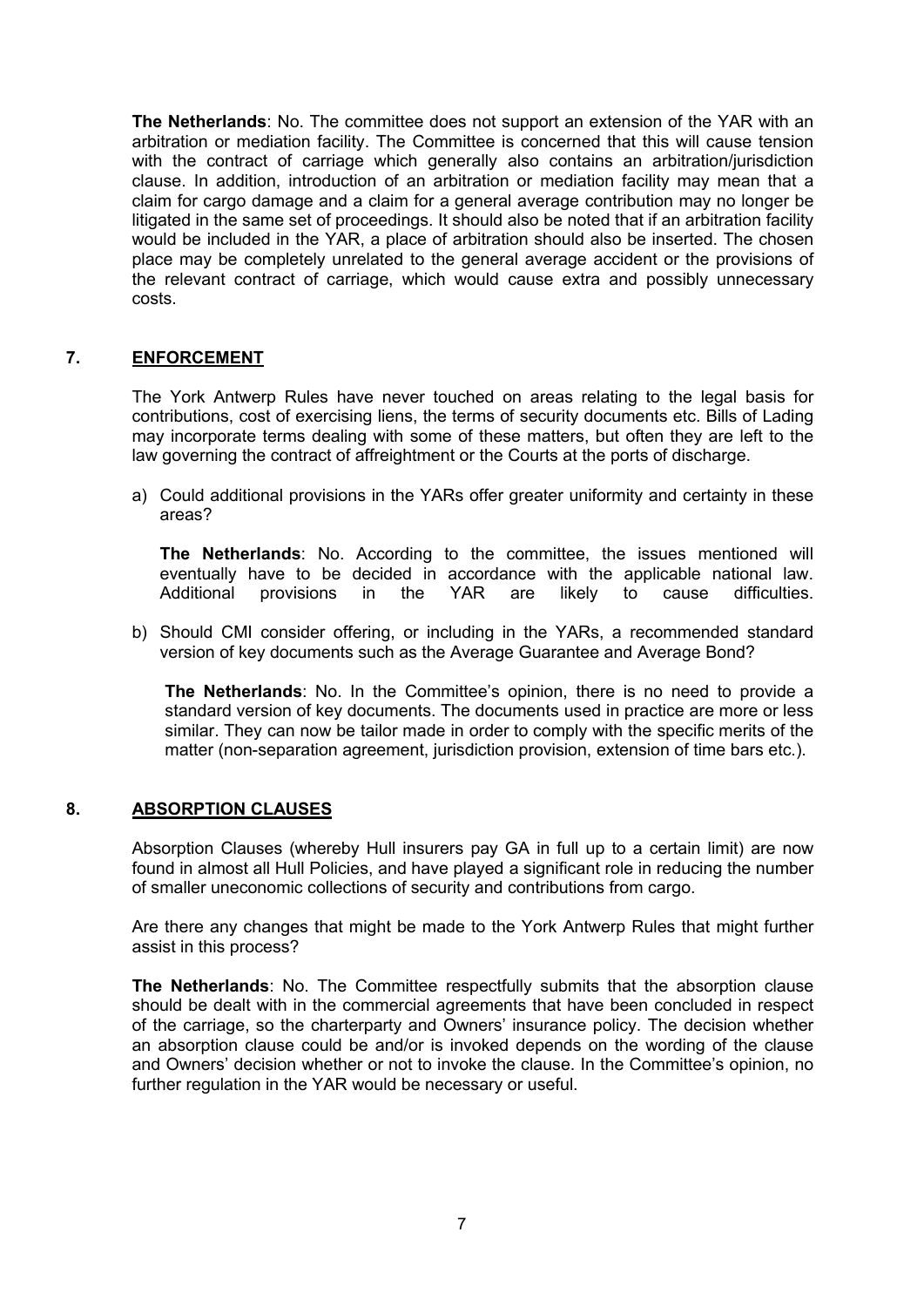**The Netherlands**: No. The committee does not support an extension of the YAR with an arbitration or mediation facility. The Committee is concerned that this will cause tension with the contract of carriage which generally also contains an arbitration/jurisdiction clause. In addition, introduction of an arbitration or mediation facility may mean that a claim for cargo damage and a claim for a general average contribution may no longer be litigated in the same set of proceedings. It should also be noted that if an arbitration facility would be included in the YAR, a place of arbitration should also be inserted. The chosen place may be completely unrelated to the general average accident or the provisions of the relevant contract of carriage, which would cause extra and possibly unnecessary costs.

## 7. ENFORCEMENT

The York Antwerp Rules have never touched on areas relating to the legal basis for contributions, cost of exercising liens, the terms of security documents etc. Bills of Lading may incorporate terms dealing with some of these matters, but often they are left to the law governing the contract of affreightment or the Courts at the ports of discharge.

a) Could additional provisions in the YARs offer greater uniformity and certainty in these areas?

   **The Netherlands**: No. According to the committee, the issues mentioned will eventually have to be decided in accordance with the applicable national law. Additional provisions in the YAR are likely to cause difficulties.

b) Should CMI consider offering, or including in the YARs, a recommended standard version of key documents such as the Average Guarantee and Average Bond?

   **The Netherlands**: No. In the Committee's opinion, there is no need to provide a standard version of key documents. The documents used in practice are more or less similar. They can now be tailor made in order to comply with the specific merits of the matter (non-separation agreement, jurisdiction provision, extension of time bars etc.).

## 8. ABSORPTION CLAUSES

Absorption Clauses (whereby Hull insurers pay GA in full up to a certain limit) are now found in almost all Hull Policies, and have played a significant role in reducing the number of smaller uneconomic collections of security and contributions from cargo.

Are there any changes that might be made to the York Antwerp Rules that might further assist in this process?

**The Netherlands**: No. The Committee respectfully submits that the absorption clause should be dealt with in the commercial agreements that have been concluded in respect of the carriage, so the charterparty and Owners' insurance policy. The decision whether an absorption clause could be and/or is invoked depends on the wording of the clause and Owners' decision whether or not to invoke the clause. In the Committee's opinion, no further regulation in the YAR would be necessary or useful.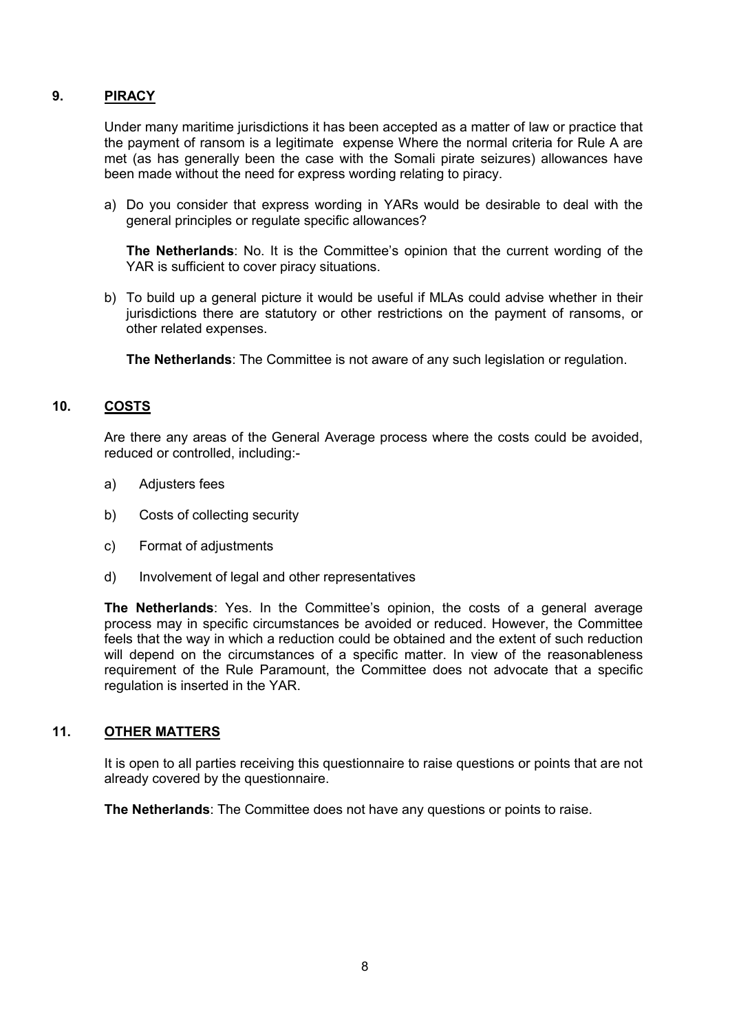## 9. PIRACY

Under many maritime jurisdictions it has been accepted as a matter of law or practice that the payment of ransom is a legitimate expense Where the normal criteria for Rule A are met (as has generally been the case with the Somali pirate seizures) allowances have been made without the need for express wording relating to piracy.

a) Do you consider that express wording in YARs would be desirable to deal with the general principles or regulate specific allowances?

   **The Netherlands**: No. It is the Committee's opinion that the current wording of the YAR is sufficient to cover piracy situations.

b) To build up a general picture it would be useful if MLAs could advise whether in their jurisdictions there are statutory or other restrictions on the payment of ransoms, or other related expenses.

   **The Netherlands**: The Committee is not aware of any such legislation or regulation.

## 10. COSTS

Are there any areas of the General Average process where the costs could be avoided, reduced or controlled, including:-

a) Adjusters fees

b) Costs of collecting security

c) Format of adjustments

d) Involvement of legal and other representatives

**The Netherlands**: Yes. In the Committee's opinion, the costs of a general average process may in specific circumstances be avoided or reduced. However, the Committee feels that the way in which a reduction could be obtained and the extent of such reduction will depend on the circumstances of a specific matter. In view of the reasonableness requirement of the Rule Paramount, the Committee does not advocate that a specific regulation is inserted in the YAR.

## 11. OTHER MATTERS

It is open to all parties receiving this questionnaire to raise questions or points that are not already covered by the questionnaire.

**The Netherlands**: The Committee does not have any questions or points to raise.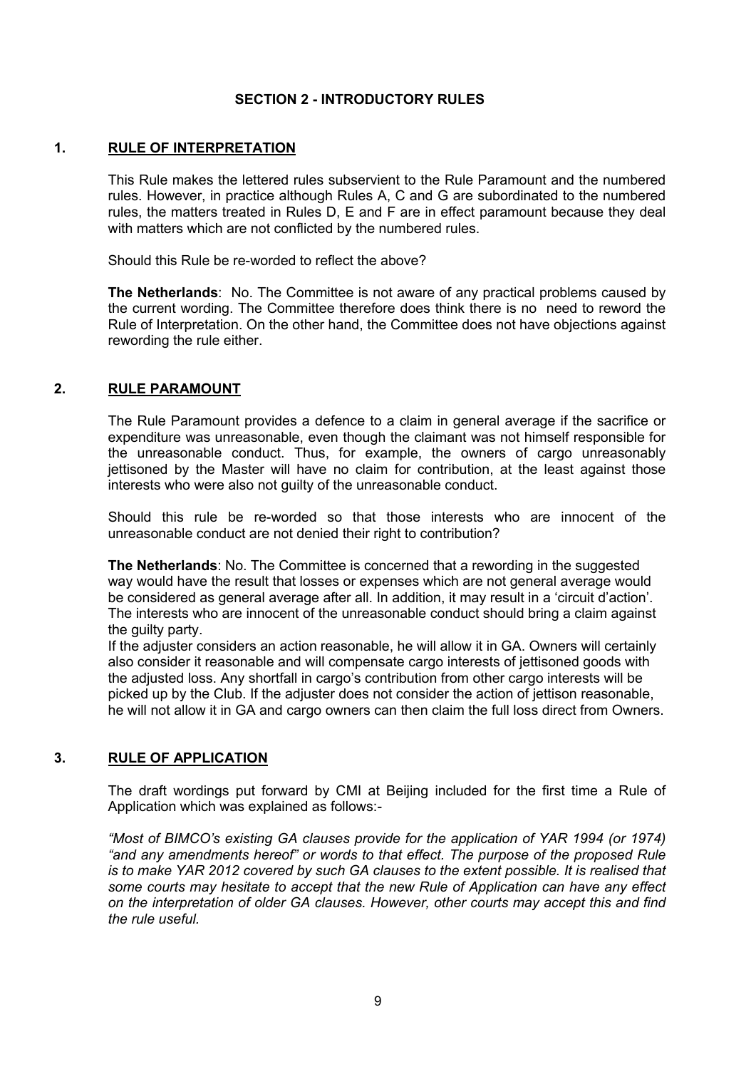## SECTION 2 - INTRODUCTORY RULES

### 1. RULE OF INTERPRETATION

This Rule makes the lettered rules subservient to the Rule Paramount and the numbered rules. However, in practice although Rules A, C and G are subordinated to the numbered rules, the matters treated in Rules D, E and F are in effect paramount because they deal with matters which are not conflicted by the numbered rules.

Should this Rule be re-worded to reflect the above?

**The Netherlands**: No. The Committee is not aware of any practical problems caused by the current wording. The Committee therefore does think there is no need to reword the Rule of Interpretation. On the other hand, the Committee does not have objections against rewording the rule either.

### 2. RULE PARAMOUNT

The Rule Paramount provides a defence to a claim in general average if the sacrifice or expenditure was unreasonable, even though the claimant was not himself responsible for the unreasonable conduct. Thus, for example, the owners of cargo unreasonably jettisoned by the Master will have no claim for contribution, at the least against those interests who were also not guilty of the unreasonable conduct.

Should this rule be re-worded so that those interests who are innocent of the unreasonable conduct are not denied their right to contribution?

**The Netherlands**: No. The Committee is concerned that a rewording in the suggested way would have the result that losses or expenses which are not general average would be considered as general average after all. In addition, it may result in a 'circuit d'action'. The interests who are innocent of the unreasonable conduct should bring a claim against the guilty party.

If the adjuster considers an action reasonable, he will allow it in GA. Owners will certainly also consider it reasonable and will compensate cargo interests of jettisoned goods with the adjusted loss. Any shortfall in cargo's contribution from other cargo interests will be picked up by the Club. If the adjuster does not consider the action of jettison reasonable, he will not allow it in GA and cargo owners can then claim the full loss direct from Owners.

### 3. RULE OF APPLICATION

The draft wordings put forward by CMI at Beijing included for the first time a Rule of Application which was explained as follows:-

*"Most of BIMCO's existing GA clauses provide for the application of YAR 1994 (or 1974) "and any amendments hereof" or words to that effect. The purpose of the proposed Rule is to make YAR 2012 covered by such GA clauses to the extent possible. It is realised that some courts may hesitate to accept that the new Rule of Application can have any effect on the interpretation of older GA clauses. However, other courts may accept this and find the rule useful.*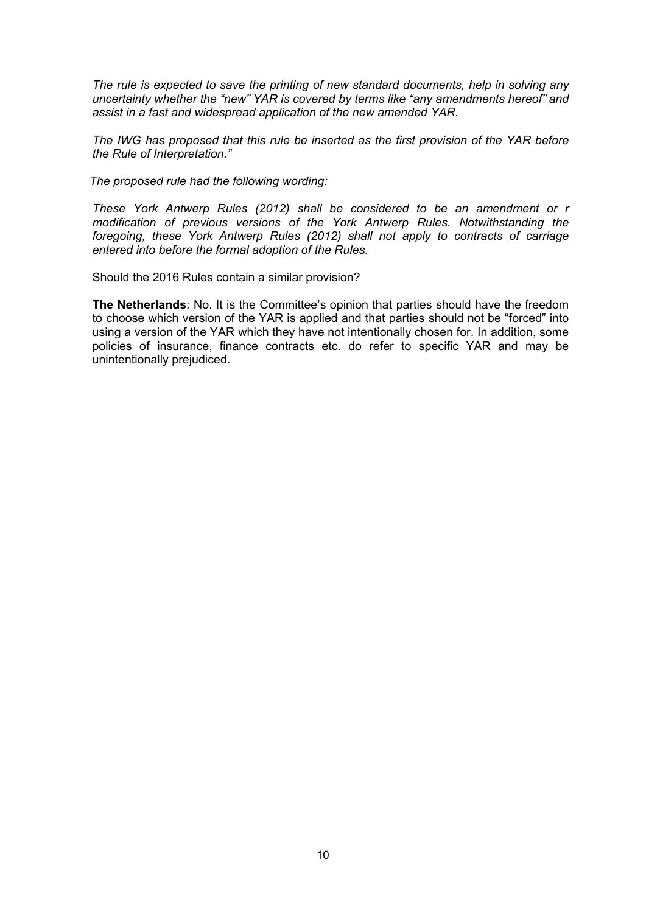*The rule is expected to save the printing of new standard documents, help in solving any uncertainty whether the "new" YAR is covered by terms like "any amendments hereof" and assist in a fast and widespread application of the new amended YAR.*

*The IWG has proposed that this rule be inserted as the first provision of the YAR before the Rule of Interpretation."*

*The proposed rule had the following wording:*

*These York Antwerp Rules (2012) shall be considered to be an amendment or r modification of previous versions of the York Antwerp Rules. Notwithstanding the foregoing, these York Antwerp Rules (2012) shall not apply to contracts of carriage entered into before the formal adoption of the Rules.*

Should the 2016 Rules contain a similar provision?

**The Netherlands**: No. It is the Committee's opinion that parties should have the freedom to choose which version of the YAR is applied and that parties should not be "forced" into using a version of the YAR which they have not intentionally chosen for. In addition, some policies of insurance, finance contracts etc. do refer to specific YAR and may be unintentionally prejudiced.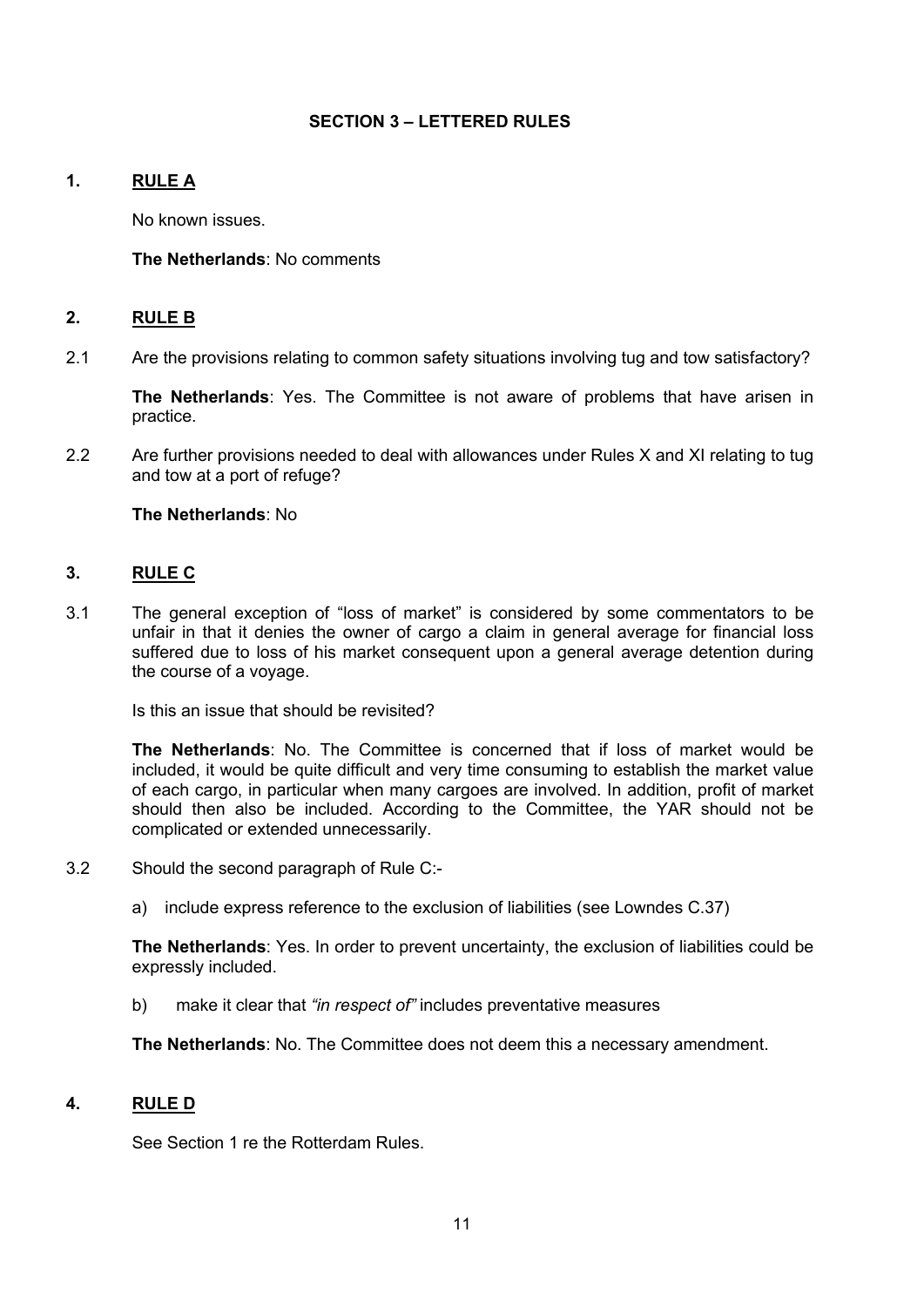## SECTION 3 – LETTERED RULES

### 1. RULE A

No known issues.

**The Netherlands**: No comments

### 2. RULE B

2.1 Are the provisions relating to common safety situations involving tug and tow satisfactory?

**The Netherlands**: Yes. The Committee is not aware of problems that have arisen in practice.

2.2 Are further provisions needed to deal with allowances under Rules X and XI relating to tug and tow at a port of refuge?

**The Netherlands**: No

### 3. RULE C

3.1 The general exception of "loss of market" is considered by some commentators to be unfair in that it denies the owner of cargo a claim in general average for financial loss suffered due to loss of his market consequent upon a general average detention during the course of a voyage.

Is this an issue that should be revisited?

**The Netherlands**: No. The Committee is concerned that if loss of market would be included, it would be quite difficult and very time consuming to establish the market value of each cargo, in particular when many cargoes are involved. In addition, profit of market should then also be included. According to the Committee, the YAR should not be complicated or extended unnecessarily.

3.2 Should the second paragraph of Rule C:-

a) include express reference to the exclusion of liabilities (see Lowndes C.37)

**The Netherlands**: Yes. In order to prevent uncertainty, the exclusion of liabilities could be expressly included.

b) make it clear that *"in respect of"* includes preventative measures

**The Netherlands**: No. The Committee does not deem this a necessary amendment.

### 4. RULE D

See Section 1 re the Rotterdam Rules.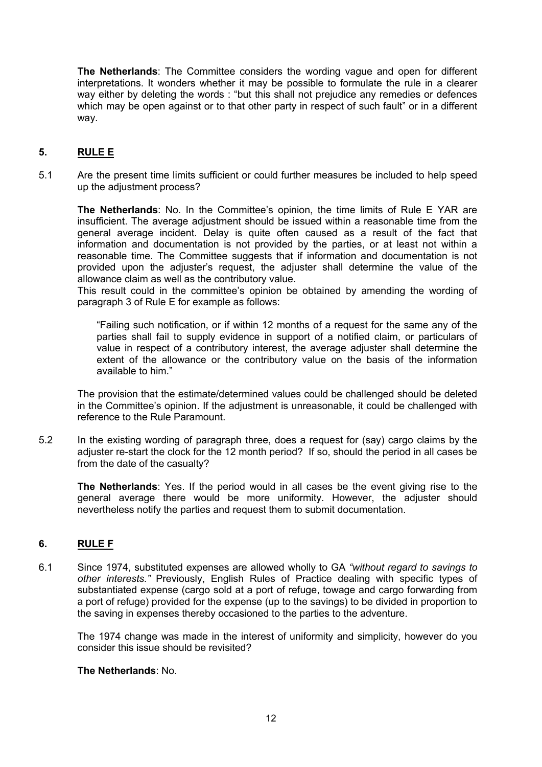**The Netherlands**: The Committee considers the wording vague and open for different interpretations. It wonders whether it may be possible to formulate the rule in a clearer way either by deleting the words : "but this shall not prejudice any remedies or defences which may be open against or to that other party in respect of such fault" or in a different way.

## 5. RULE E

5.1 Are the present time limits sufficient or could further measures be included to help speed up the adjustment process?

**The Netherlands**: No. In the Committee's opinion, the time limits of Rule E YAR are insufficient. The average adjustment should be issued within a reasonable time from the general average incident. Delay is quite often caused as a result of the fact that information and documentation is not provided by the parties, or at least not within a reasonable time. The Committee suggests that if information and documentation is not provided upon the adjuster's request, the adjuster shall determine the value of the allowance claim as well as the contributory value.
This result could in the committee's opinion be obtained by amending the wording of paragraph 3 of Rule E for example as follows:

> "Failing such notification, or if within 12 months of a request for the same any of the parties shall fail to supply evidence in support of a notified claim, or particulars of value in respect of a contributory interest, the average adjuster shall determine the extent of the allowance or the contributory value on the basis of the information available to him."

The provision that the estimate/determined values could be challenged should be deleted in the Committee's opinion. If the adjustment is unreasonable, it could be challenged with reference to the Rule Paramount.

5.2 In the existing wording of paragraph three, does a request for (say) cargo claims by the adjuster re-start the clock for the 12 month period? If so, should the period in all cases be from the date of the casualty?

**The Netherlands**: Yes. If the period would in all cases be the event giving rise to the general average there would be more uniformity. However, the adjuster should nevertheless notify the parties and request them to submit documentation.

## 6. RULE F

6.1 Since 1974, substituted expenses are allowed wholly to GA *"without regard to savings to other interests."* Previously, English Rules of Practice dealing with specific types of substantiated expense (cargo sold at a port of refuge, towage and cargo forwarding from a port of refuge) provided for the expense (up to the savings) to be divided in proportion to the saving in expenses thereby occasioned to the parties to the adventure.

The 1974 change was made in the interest of uniformity and simplicity, however do you consider this issue should be revisited?

**The Netherlands**: No.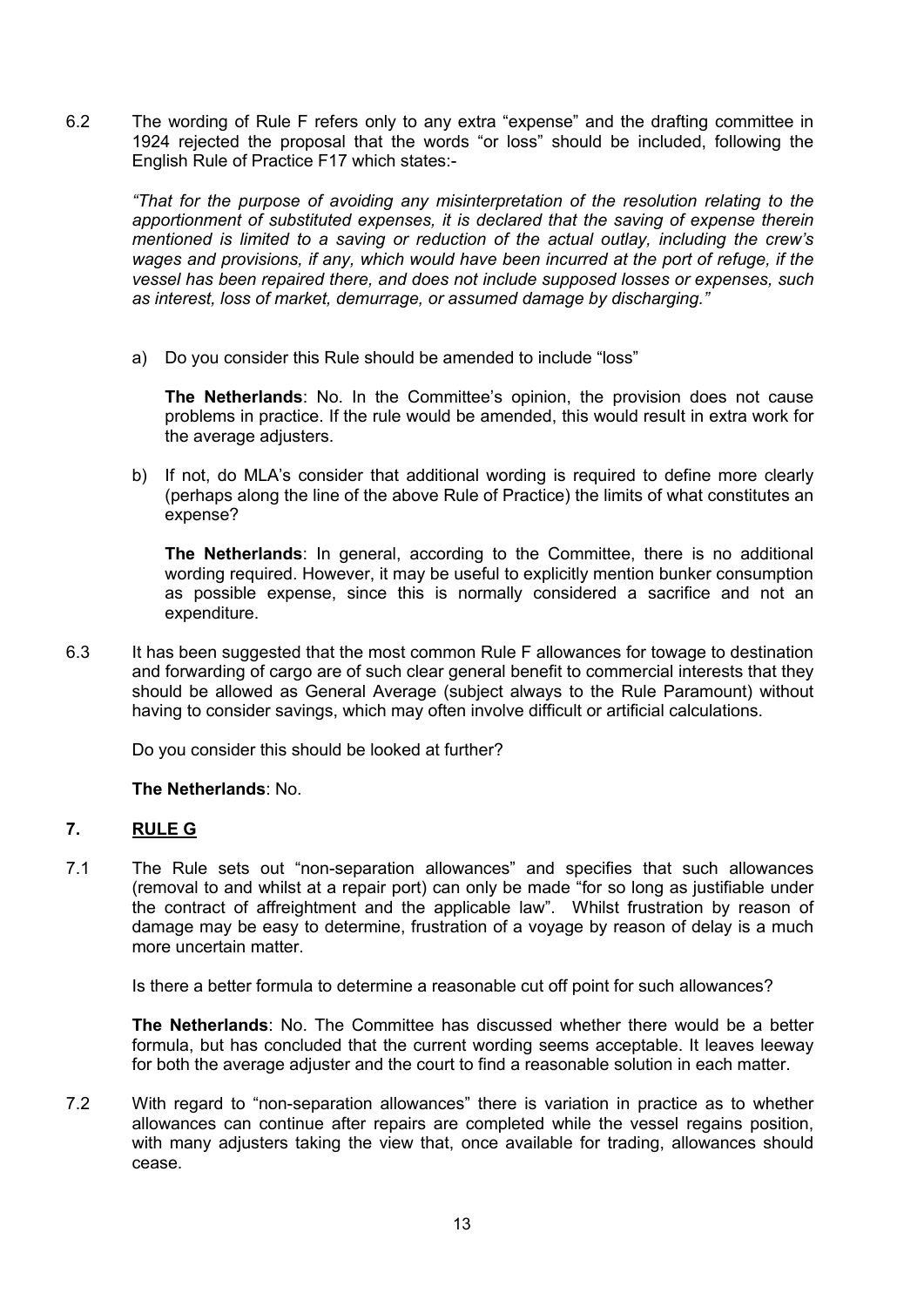6.2 The wording of Rule F refers only to any extra "expense" and the drafting committee in 1924 rejected the proposal that the words "or loss" should be included, following the English Rule of Practice F17 which states:-

*"That for the purpose of avoiding any misinterpretation of the resolution relating to the apportionment of substituted expenses, it is declared that the saving of expense therein mentioned is limited to a saving or reduction of the actual outlay, including the crew's wages and provisions, if any, which would have been incurred at the port of refuge, if the vessel has been repaired there, and does not include supposed losses or expenses, such as interest, loss of market, demurrage, or assumed damage by discharging."*

a) Do you consider this Rule should be amended to include "loss"

**The Netherlands**: No. In the Committee's opinion, the provision does not cause problems in practice. If the rule would be amended, this would result in extra work for the average adjusters.

b) If not, do MLA's consider that additional wording is required to define more clearly (perhaps along the line of the above Rule of Practice) the limits of what constitutes an expense?

**The Netherlands**: In general, according to the Committee, there is no additional wording required. However, it may be useful to explicitly mention bunker consumption as possible expense, since this is normally considered a sacrifice and not an expenditure.

6.3 It has been suggested that the most common Rule F allowances for towage to destination and forwarding of cargo are of such clear general benefit to commercial interests that they should be allowed as General Average (subject always to the Rule Paramount) without having to consider savings, which may often involve difficult or artificial calculations.

Do you consider this should be looked at further?

**The Netherlands**: No.

## 7. RULE G

7.1 The Rule sets out "non-separation allowances" and specifies that such allowances (removal to and whilst at a repair port) can only be made "for so long as justifiable under the contract of affreightment and the applicable law". Whilst frustration by reason of damage may be easy to determine, frustration of a voyage by reason of delay is a much more uncertain matter.

Is there a better formula to determine a reasonable cut off point for such allowances?

**The Netherlands**: No. The Committee has discussed whether there would be a better formula, but has concluded that the current wording seems acceptable. It leaves leeway for both the average adjuster and the court to find a reasonable solution in each matter.

7.2 With regard to "non-separation allowances" there is variation in practice as to whether allowances can continue after repairs are completed while the vessel regains position, with many adjusters taking the view that, once available for trading, allowances should cease.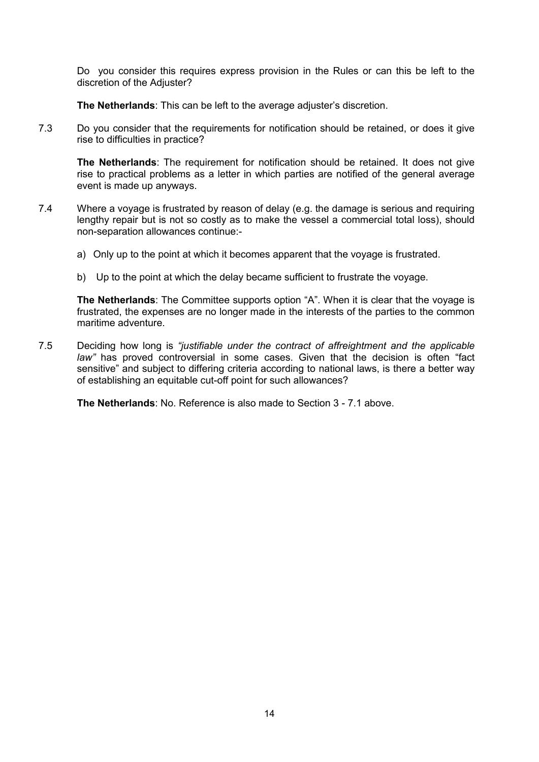Do you consider this requires express provision in the Rules or can this be left to the discretion of the Adjuster?

**The Netherlands**: This can be left to the average adjuster's discretion.

7.3 Do you consider that the requirements for notification should be retained, or does it give rise to difficulties in practice?

**The Netherlands**: The requirement for notification should be retained. It does not give rise to practical problems as a letter in which parties are notified of the general average event is made up anyways.

7.4 Where a voyage is frustrated by reason of delay (e.g. the damage is serious and requiring lengthy repair but is not so costly as to make the vessel a commercial total loss), should non-separation allowances continue:-

a) Only up to the point at which it becomes apparent that the voyage is frustrated.

b) Up to the point at which the delay became sufficient to frustrate the voyage.

**The Netherlands**: The Committee supports option "A". When it is clear that the voyage is frustrated, the expenses are no longer made in the interests of the parties to the common maritime adventure.

7.5 Deciding how long is *"justifiable under the contract of affreightment and the applicable law"* has proved controversial in some cases. Given that the decision is often "fact sensitive" and subject to differing criteria according to national laws, is there a better way of establishing an equitable cut-off point for such allowances?

**The Netherlands**: No. Reference is also made to Section 3 - 7.1 above.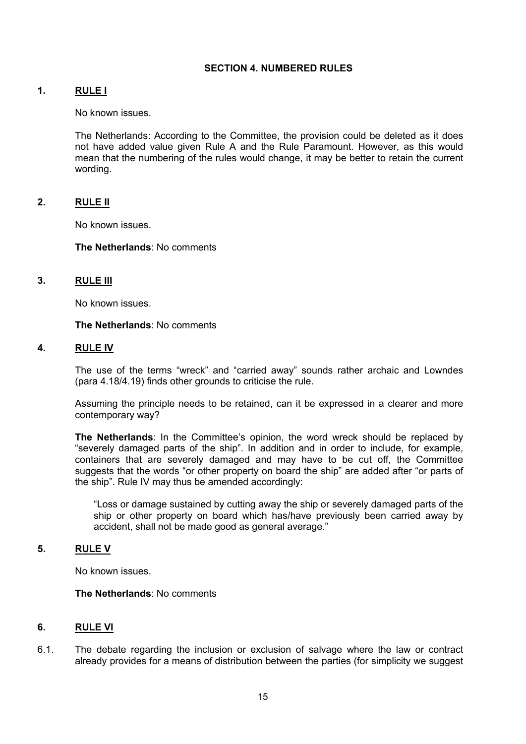## SECTION 4. NUMBERED RULES

### 1. RULE I

No known issues.

The Netherlands: According to the Committee, the provision could be deleted as it does not have added value given Rule A and the Rule Paramount. However, as this would mean that the numbering of the rules would change, it may be better to retain the current wording.

### 2. RULE II

No known issues.

**The Netherlands**: No comments

### 3. RULE III

No known issues.

**The Netherlands**: No comments

### 4. RULE IV

The use of the terms "wreck" and "carried away" sounds rather archaic and Lowndes (para 4.18/4.19) finds other grounds to criticise the rule.

Assuming the principle needs to be retained, can it be expressed in a clearer and more contemporary way?

**The Netherlands**: In the Committee's opinion, the word wreck should be replaced by "severely damaged parts of the ship". In addition and in order to include, for example, containers that are severely damaged and may have to be cut off, the Committee suggests that the words "or other property on board the ship" are added after "or parts of the ship". Rule IV may thus be amended accordingly:

> "Loss or damage sustained by cutting away the ship or severely damaged parts of the ship or other property on board which has/have previously been carried away by accident, shall not be made good as general average."

### 5. RULE V

No known issues.

**The Netherlands**: No comments

### 6. RULE VI

6.1. The debate regarding the inclusion or exclusion of salvage where the law or contract already provides for a means of distribution between the parties (for simplicity we suggest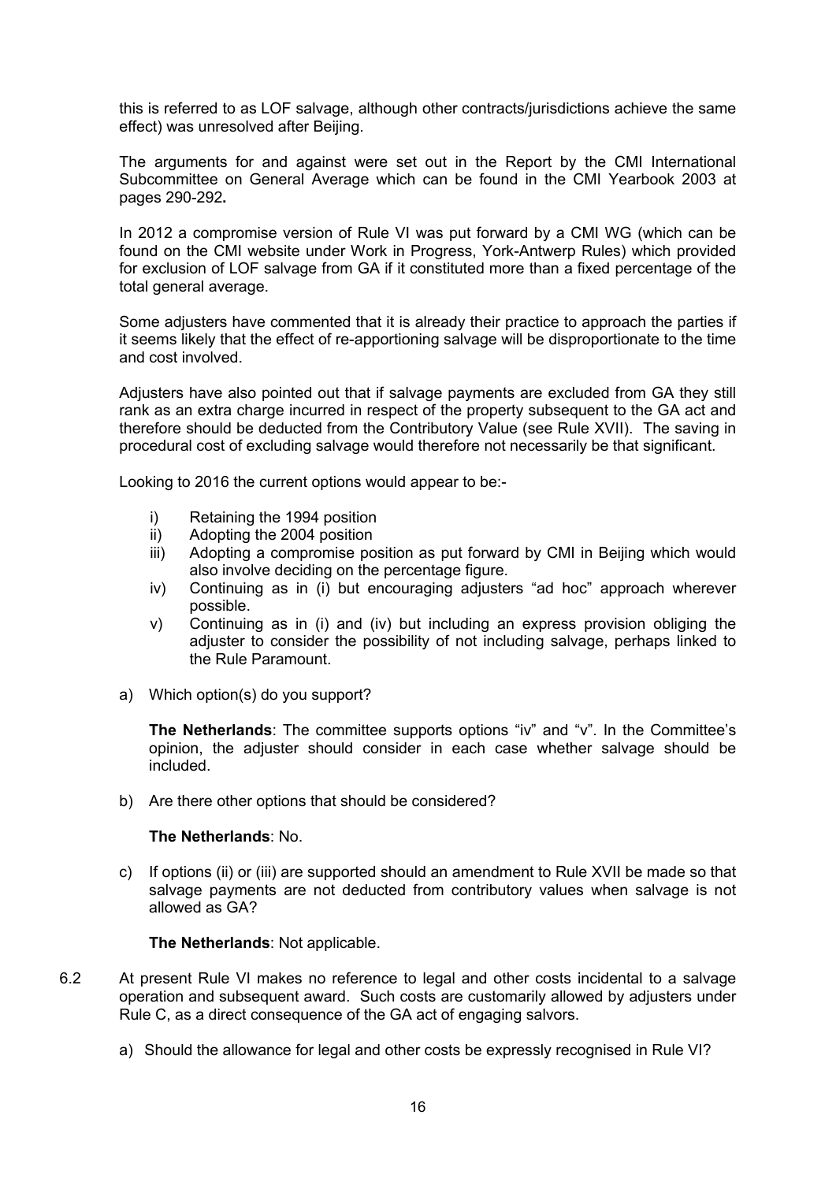this is referred to as LOF salvage, although other contracts/jurisdictions achieve the same effect) was unresolved after Beijing.

The arguments for and against were set out in the Report by the CMI International Subcommittee on General Average which can be found in the CMI Yearbook 2003 at pages 290-292**.**

In 2012 a compromise version of Rule VI was put forward by a CMI WG (which can be found on the CMI website under Work in Progress, York-Antwerp Rules) which provided for exclusion of LOF salvage from GA if it constituted more than a fixed percentage of the total general average.

Some adjusters have commented that it is already their practice to approach the parties if it seems likely that the effect of re-apportioning salvage will be disproportionate to the time and cost involved.

Adjusters have also pointed out that if salvage payments are excluded from GA they still rank as an extra charge incurred in respect of the property subsequent to the GA act and therefore should be deducted from the Contributory Value (see Rule XVII). The saving in procedural cost of excluding salvage would therefore not necessarily be that significant.

Looking to 2016 the current options would appear to be:-

- i) Retaining the 1994 position
- ii) Adopting the 2004 position
- iii) Adopting a compromise position as put forward by CMI in Beijing which would also involve deciding on the percentage figure.
- iv) Continuing as in (i) but encouraging adjusters "ad hoc" approach wherever possible.
- v) Continuing as in (i) and (iv) but including an express provision obliging the adjuster to consider the possibility of not including salvage, perhaps linked to the Rule Paramount.

a) Which option(s) do you support?

   **The Netherlands**: The committee supports options "iv" and "v". In the Committee's opinion, the adjuster should consider in each case whether salvage should be included.

b) Are there other options that should be considered?

   **The Netherlands**: No.

c) If options (ii) or (iii) are supported should an amendment to Rule XVII be made so that salvage payments are not deducted from contributory values when salvage is not allowed as GA?

   **The Netherlands**: Not applicable.

6.2 At present Rule VI makes no reference to legal and other costs incidental to a salvage operation and subsequent award. Such costs are customarily allowed by adjusters under Rule C, as a direct consequence of the GA act of engaging salvors.

   a) Should the allowance for legal and other costs be expressly recognised in Rule VI?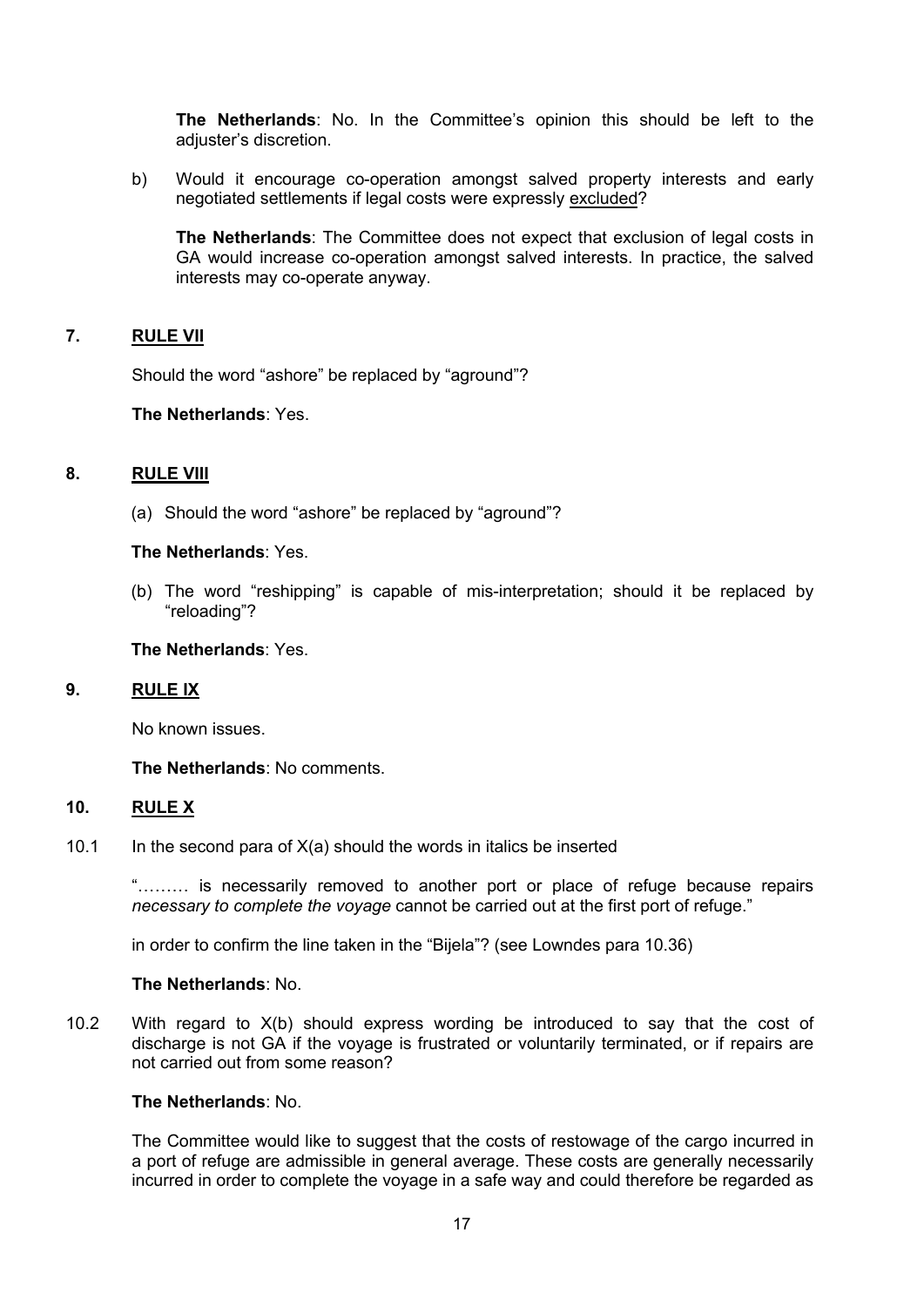**The Netherlands**: No. In the Committee's opinion this should be left to the adjuster's discretion.

b) Would it encourage co-operation amongst salved property interests and early negotiated settlements if legal costs were expressly <u>excluded</u>?

**The Netherlands**: The Committee does not expect that exclusion of legal costs in GA would increase co-operation amongst salved interests. In practice, the salved interests may co-operate anyway.

## 7. RULE VII

Should the word "ashore" be replaced by "aground"?

**The Netherlands**: Yes.

## 8. RULE VIII

(a) Should the word "ashore" be replaced by "aground"?

**The Netherlands**: Yes.

(b) The word "reshipping" is capable of mis-interpretation; should it be replaced by "reloading"?

**The Netherlands**: Yes.

## 9. RULE IX

No known issues.

**The Netherlands**: No comments.

## 10. RULE X

10.1 In the second para of X(a) should the words in italics be inserted

"……… is necessarily removed to another port or place of refuge because repairs *necessary to complete the voyage* cannot be carried out at the first port of refuge."

in order to confirm the line taken in the "Bijela"? (see Lowndes para 10.36)

**The Netherlands**: No.

10.2 With regard to X(b) should express wording be introduced to say that the cost of discharge is not GA if the voyage is frustrated or voluntarily terminated, or if repairs are not carried out from some reason?

**The Netherlands**: No.

The Committee would like to suggest that the costs of restowage of the cargo incurred in a port of refuge are admissible in general average. These costs are generally necessarily incurred in order to complete the voyage in a safe way and could therefore be regarded as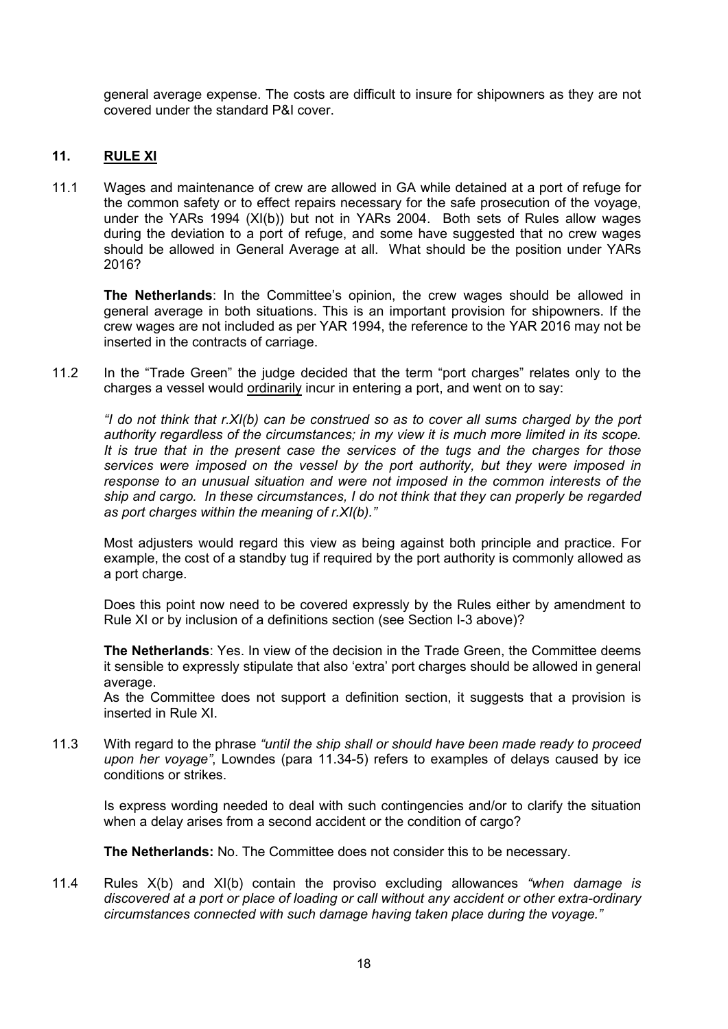general average expense. The costs are difficult to insure for shipowners as they are not covered under the standard P&I cover.

## 11. RULE XI

11.1 Wages and maintenance of crew are allowed in GA while detained at a port of refuge for the common safety or to effect repairs necessary for the safe prosecution of the voyage, under the YARs 1994 (XI(b)) but not in YARs 2004. Both sets of Rules allow wages during the deviation to a port of refuge, and some have suggested that no crew wages should be allowed in General Average at all. What should be the position under YARs 2016?

**The Netherlands**: In the Committee's opinion, the crew wages should be allowed in general average in both situations. This is an important provision for shipowners. If the crew wages are not included as per YAR 1994, the reference to the YAR 2016 may not be inserted in the contracts of carriage.

11.2 In the "Trade Green" the judge decided that the term "port charges" relates only to the charges a vessel would <u>ordinarily</u> incur in entering a port, and went on to say:

*"I do not think that r.XI(b) can be construed so as to cover all sums charged by the port authority regardless of the circumstances; in my view it is much more limited in its scope. It is true that in the present case the services of the tugs and the charges for those services were imposed on the vessel by the port authority, but they were imposed in response to an unusual situation and were not imposed in the common interests of the ship and cargo. In these circumstances, I do not think that they can properly be regarded as port charges within the meaning of r.XI(b)."*

Most adjusters would regard this view as being against both principle and practice. For example, the cost of a standby tug if required by the port authority is commonly allowed as a port charge.

Does this point now need to be covered expressly by the Rules either by amendment to Rule XI or by inclusion of a definitions section (see Section I-3 above)?

**The Netherlands**: Yes. In view of the decision in the Trade Green, the Committee deems it sensible to expressly stipulate that also 'extra' port charges should be allowed in general average.
As the Committee does not support a definition section, it suggests that a provision is inserted in Rule XI.

11.3 With regard to the phrase *"until the ship shall or should have been made ready to proceed upon her voyage"*, Lowndes (para 11.34-5) refers to examples of delays caused by ice conditions or strikes.

Is express wording needed to deal with such contingencies and/or to clarify the situation when a delay arises from a second accident or the condition of cargo?

**The Netherlands:** No. The Committee does not consider this to be necessary.

11.4 Rules X(b) and XI(b) contain the proviso excluding allowances *"when damage is discovered at a port or place of loading or call without any accident or other extra-ordinary circumstances connected with such damage having taken place during the voyage."*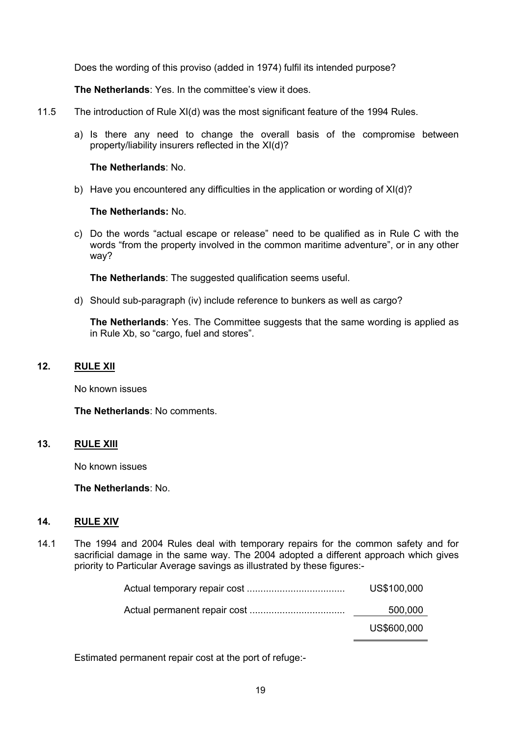Does the wording of this proviso (added in 1974) fulfil its intended purpose?

**The Netherlands**: Yes. In the committee's view it does.

11.5 The introduction of Rule XI(d) was the most significant feature of the 1994 Rules.

a) Is there any need to change the overall basis of the compromise between property/liability insurers reflected in the XI(d)?

**The Netherlands**: No.

b) Have you encountered any difficulties in the application or wording of XI(d)?

**The Netherlands:** No.

c) Do the words "actual escape or release" need to be qualified as in Rule C with the words "from the property involved in the common maritime adventure", or in any other way?

**The Netherlands**: The suggested qualification seems useful.

d) Should sub-paragraph (iv) include reference to bunkers as well as cargo?

**The Netherlands**: Yes. The Committee suggests that the same wording is applied as in Rule Xb, so "cargo, fuel and stores".

## 12. RULE XII

No known issues

**The Netherlands**: No comments.

## 13. RULE XIII

No known issues

**The Netherlands**: No.

## 14. RULE XIV

14.1 The 1994 and 2004 Rules deal with temporary repairs for the common safety and for sacrificial damage in the same way. The 2004 adopted a different approach which gives priority to Particular Average savings as illustrated by these figures:-

| | |
|---|---|
| Actual temporary repair cost .................................... | US$100,000 |
| Actual permanent repair cost .................................... | 500,000 |
| | US$600,000 |

Estimated permanent repair cost at the port of refuge:-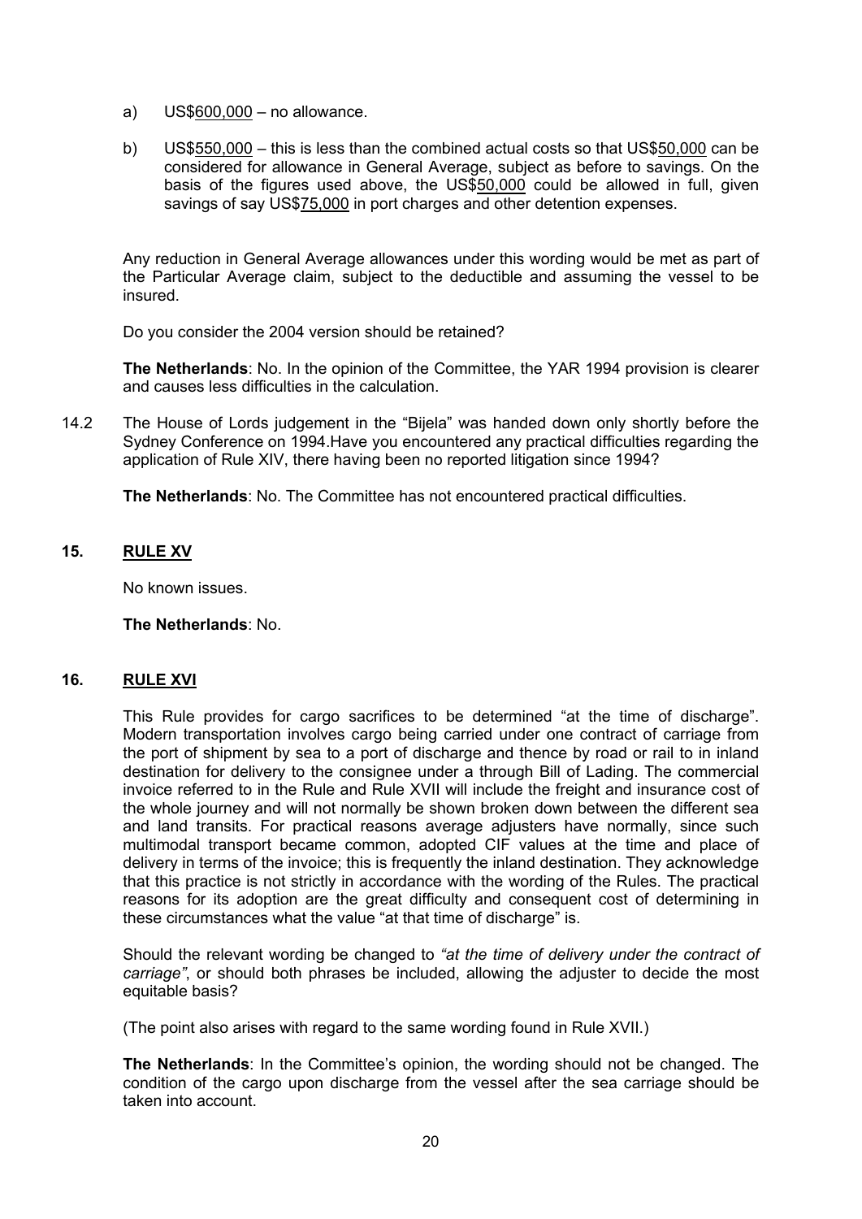a) US$600,000 – no allowance.

b) US$550,000 – this is less than the combined actual costs so that US$50,000 can be considered for allowance in General Average, subject as before to savings. On the basis of the figures used above, the US$50,000 could be allowed in full, given savings of say US$75,000 in port charges and other detention expenses.

Any reduction in General Average allowances under this wording would be met as part of the Particular Average claim, subject to the deductible and assuming the vessel to be insured.

Do you consider the 2004 version should be retained?

**The Netherlands**: No. In the opinion of the Committee, the YAR 1994 provision is clearer and causes less difficulties in the calculation.

14.2 The House of Lords judgement in the "Bijela" was handed down only shortly before the Sydney Conference on 1994.Have you encountered any practical difficulties regarding the application of Rule XIV, there having been no reported litigation since 1994?

**The Netherlands**: No. The Committee has not encountered practical difficulties.

## 15. RULE XV

No known issues.

**The Netherlands**: No.

## 16. RULE XVI

This Rule provides for cargo sacrifices to be determined "at the time of discharge". Modern transportation involves cargo being carried under one contract of carriage from the port of shipment by sea to a port of discharge and thence by road or rail to in inland destination for delivery to the consignee under a through Bill of Lading. The commercial invoice referred to in the Rule and Rule XVII will include the freight and insurance cost of the whole journey and will not normally be shown broken down between the different sea and land transits. For practical reasons average adjusters have normally, since such multimodal transport became common, adopted CIF values at the time and place of delivery in terms of the invoice; this is frequently the inland destination. They acknowledge that this practice is not strictly in accordance with the wording of the Rules. The practical reasons for its adoption are the great difficulty and consequent cost of determining in these circumstances what the value "at that time of discharge" is.

Should the relevant wording be changed to *"at the time of delivery under the contract of carriage"*, or should both phrases be included, allowing the adjuster to decide the most equitable basis?

(The point also arises with regard to the same wording found in Rule XVII.)

**The Netherlands**: In the Committee's opinion, the wording should not be changed. The condition of the cargo upon discharge from the vessel after the sea carriage should be taken into account.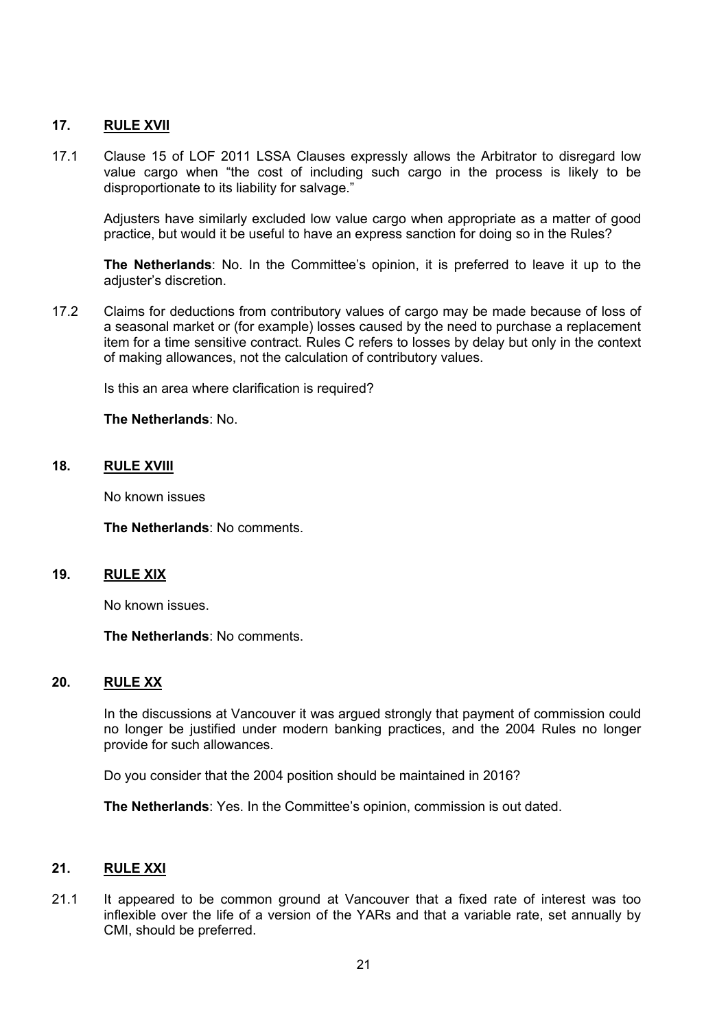## 17. RULE XVII

17.1 Clause 15 of LOF 2011 LSSA Clauses expressly allows the Arbitrator to disregard low value cargo when "the cost of including such cargo in the process is likely to be disproportionate to its liability for salvage."

Adjusters have similarly excluded low value cargo when appropriate as a matter of good practice, but would it be useful to have an express sanction for doing so in the Rules?

**The Netherlands**: No. In the Committee's opinion, it is preferred to leave it up to the adjuster's discretion.

17.2 Claims for deductions from contributory values of cargo may be made because of loss of a seasonal market or (for example) losses caused by the need to purchase a replacement item for a time sensitive contract. Rules C refers to losses by delay but only in the context of making allowances, not the calculation of contributory values.

Is this an area where clarification is required?

**The Netherlands**: No.

## 18. RULE XVIII

No known issues

**The Netherlands**: No comments.

## 19. RULE XIX

No known issues.

**The Netherlands**: No comments.

## 20. RULE XX

In the discussions at Vancouver it was argued strongly that payment of commission could no longer be justified under modern banking practices, and the 2004 Rules no longer provide for such allowances.

Do you consider that the 2004 position should be maintained in 2016?

**The Netherlands**: Yes. In the Committee's opinion, commission is out dated.

## 21. RULE XXI

21.1 It appeared to be common ground at Vancouver that a fixed rate of interest was too inflexible over the life of a version of the YARs and that a variable rate, set annually by CMI, should be preferred.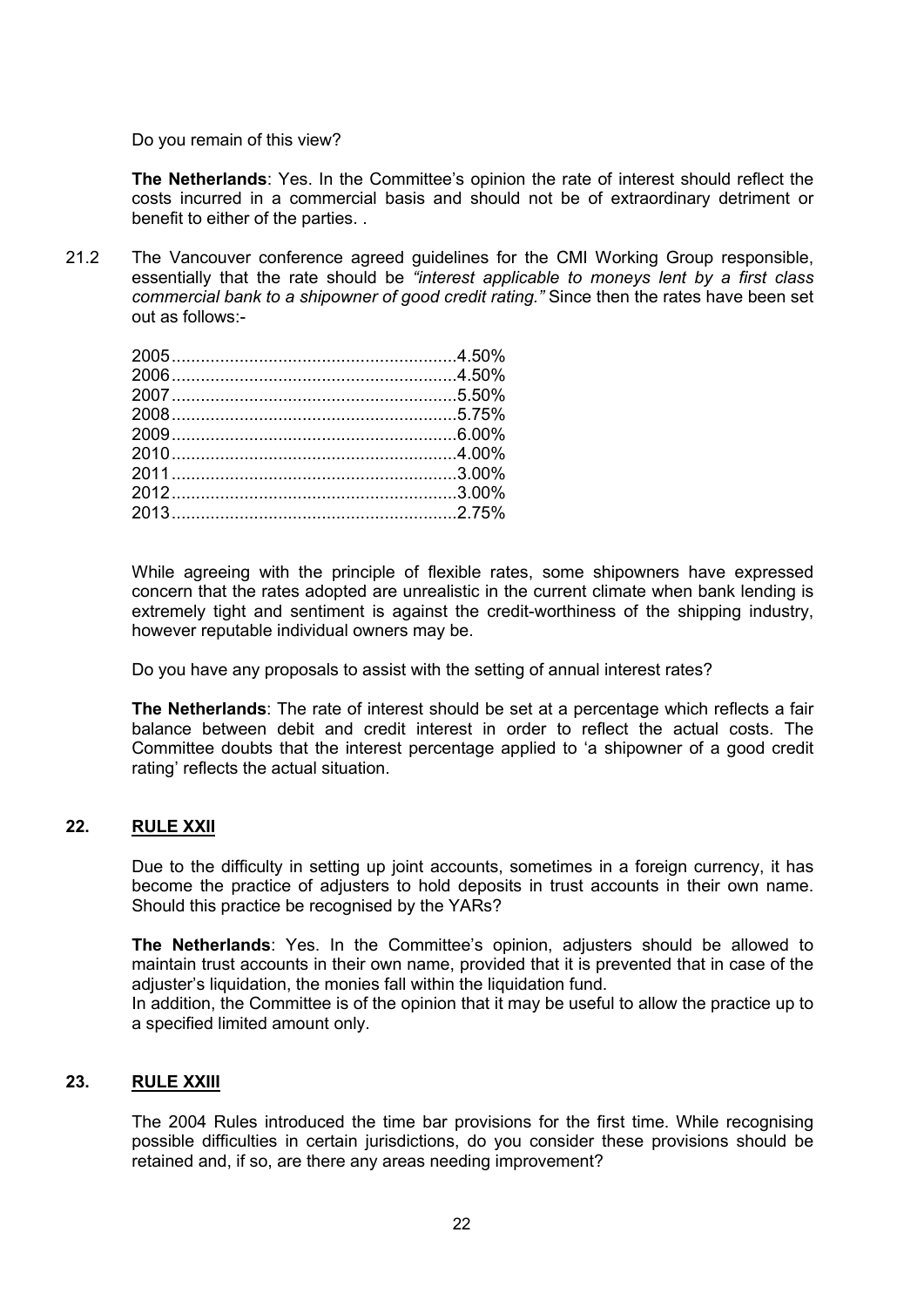Do you remain of this view?

**The Netherlands**: Yes. In the Committee's opinion the rate of interest should reflect the costs incurred in a commercial basis and should not be of extraordinary detriment or benefit to either of the parties. .

21.2 The Vancouver conference agreed guidelines for the CMI Working Group responsible, essentially that the rate should be *"interest applicable to moneys lent by a first class commercial bank to a shipowner of good credit rating."* Since then the rates have been set out as follows:-

2005..........................................................4.50%
2006..........................................................4.50%
2007..........................................................5.50%
2008..........................................................5.75%
2009..........................................................6.00%
2010..........................................................4.00%
2011..........................................................3.00%
2012..........................................................3.00%
2013..........................................................2.75%

While agreeing with the principle of flexible rates, some shipowners have expressed concern that the rates adopted are unrealistic in the current climate when bank lending is extremely tight and sentiment is against the credit-worthiness of the shipping industry, however reputable individual owners may be.

Do you have any proposals to assist with the setting of annual interest rates?

**The Netherlands**: The rate of interest should be set at a percentage which reflects a fair balance between debit and credit interest in order to reflect the actual costs. The Committee doubts that the interest percentage applied to 'a shipowner of a good credit rating' reflects the actual situation.

## 22. RULE XXII

Due to the difficulty in setting up joint accounts, sometimes in a foreign currency, it has become the practice of adjusters to hold deposits in trust accounts in their own name. Should this practice be recognised by the YARs?

**The Netherlands**: Yes. In the Committee's opinion, adjusters should be allowed to maintain trust accounts in their own name, provided that it is prevented that in case of the adjuster's liquidation, the monies fall within the liquidation fund.
In addition, the Committee is of the opinion that it may be useful to allow the practice up to a specified limited amount only.

## 23. RULE XXIII

The 2004 Rules introduced the time bar provisions for the first time. While recognising possible difficulties in certain jurisdictions, do you consider these provisions should be retained and, if so, are there any areas needing improvement?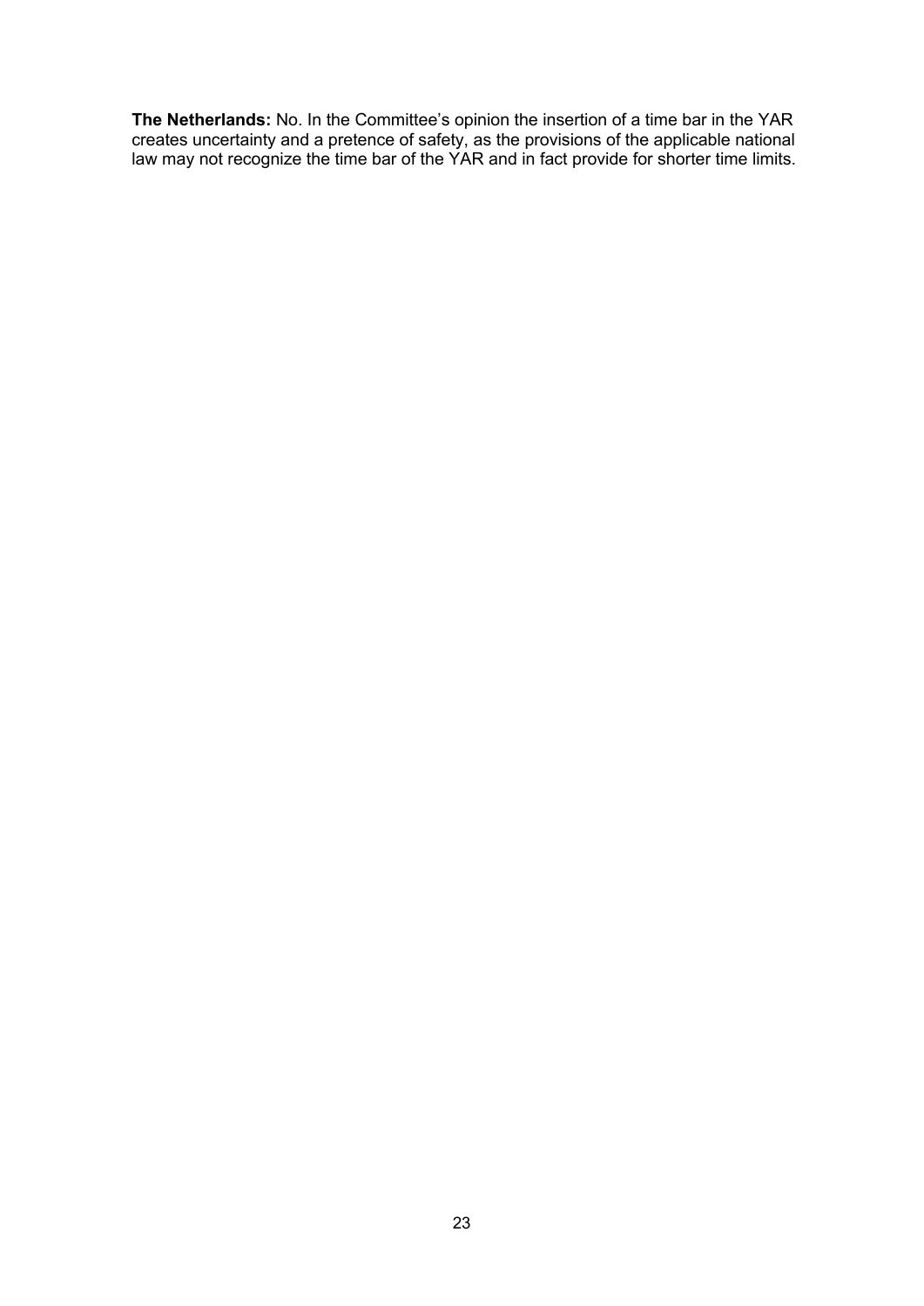**The Netherlands:** No. In the Committee's opinion the insertion of a time bar in the YAR creates uncertainty and a pretence of safety, as the provisions of the applicable national law may not recognize the time bar of the YAR and in fact provide for shorter time limits.